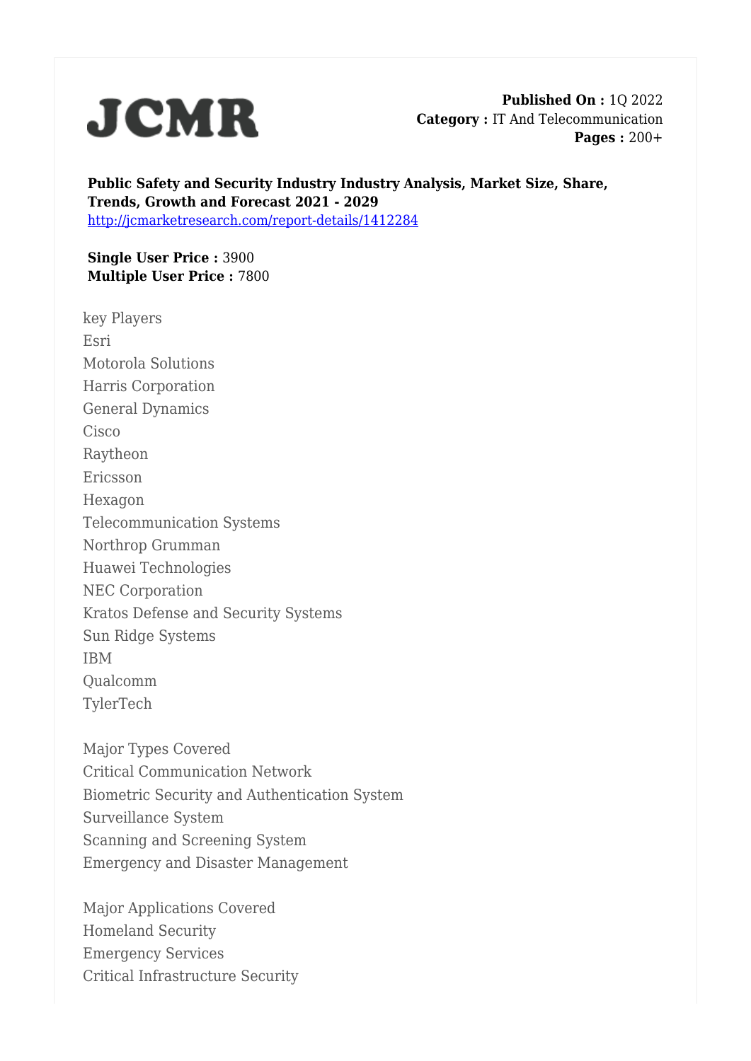JCMR

**Published On :** 1Q 2022
**Category :** IT And Telecommunication
**Pages :** 200+

**Public Safety and Security Industry Industry Analysis, Market Size, Share, Trends, Growth and Forecast 2021 - 2029**
http://jcmarketresearch.com/report-details/1412284

**Single User Price :** 3900
**Multiple User Price :** 7800

key Players
Esri
Motorola Solutions
Harris Corporation
General Dynamics
Cisco
Raytheon
Ericsson
Hexagon
Telecommunication Systems
Northrop Grumman
Huawei Technologies
NEC Corporation
Kratos Defense and Security Systems
Sun Ridge Systems
IBM
Qualcomm
TylerTech

Major Types Covered
Critical Communication Network
Biometric Security and Authentication System
Surveillance System
Scanning and Screening System
Emergency and Disaster Management

Major Applications Covered
Homeland Security
Emergency Services
Critical Infrastructure Security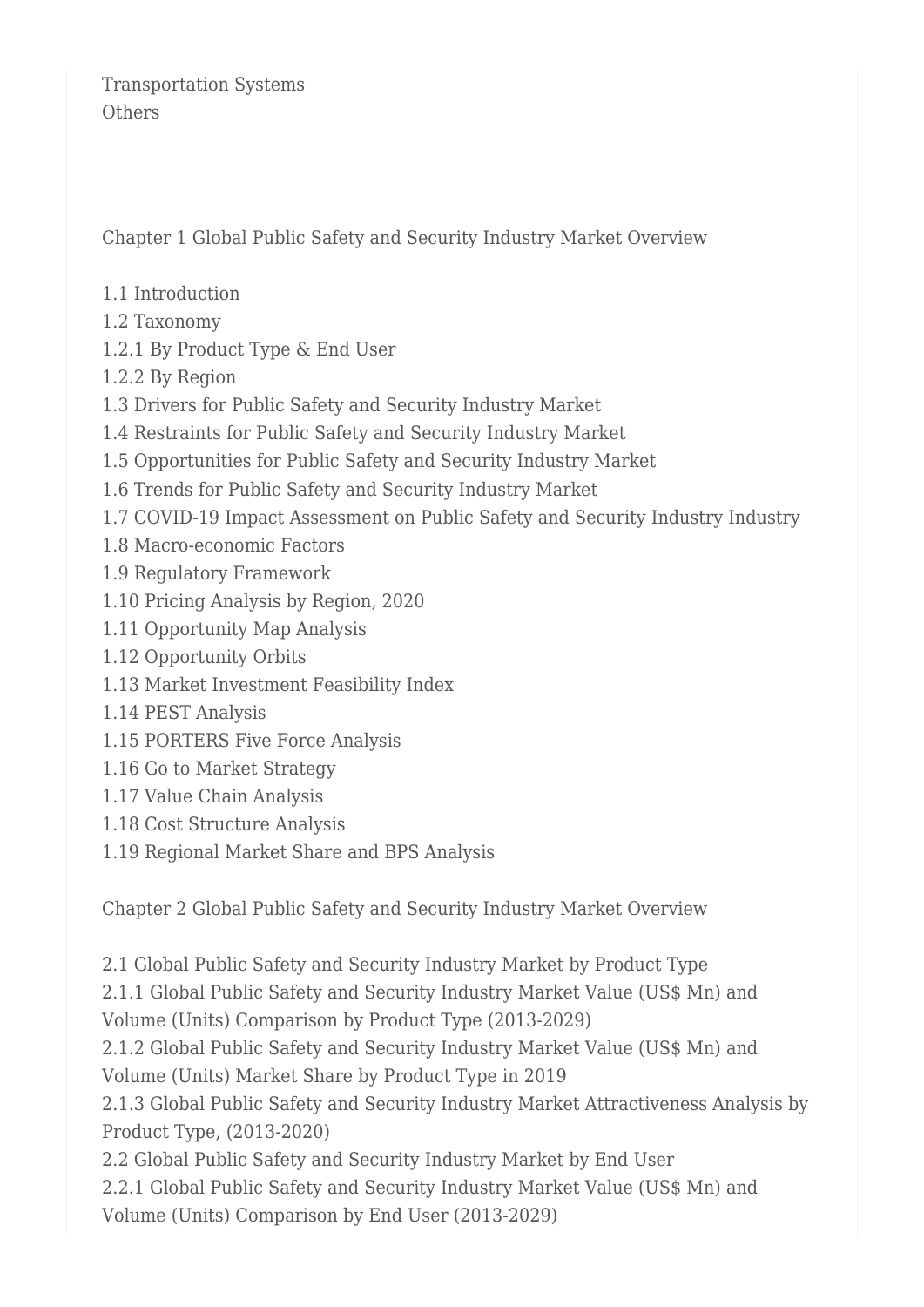Transportation Systems
Others

Chapter 1 Global Public Safety and Security Industry Market Overview

1.1 Introduction
1.2 Taxonomy
1.2.1 By Product Type & End User
1.2.2 By Region
1.3 Drivers for Public Safety and Security Industry Market
1.4 Restraints for Public Safety and Security Industry Market
1.5 Opportunities for Public Safety and Security Industry Market
1.6 Trends for Public Safety and Security Industry Market
1.7 COVID-19 Impact Assessment on Public Safety and Security Industry Industry
1.8 Macro-economic Factors
1.9 Regulatory Framework
1.10 Pricing Analysis by Region, 2020
1.11 Opportunity Map Analysis
1.12 Opportunity Orbits
1.13 Market Investment Feasibility Index
1.14 PEST Analysis
1.15 PORTERS Five Force Analysis
1.16 Go to Market Strategy
1.17 Value Chain Analysis
1.18 Cost Structure Analysis
1.19 Regional Market Share and BPS Analysis

Chapter 2 Global Public Safety and Security Industry Market Overview

2.1 Global Public Safety and Security Industry Market by Product Type
2.1.1 Global Public Safety and Security Industry Market Value (US$ Mn) and Volume (Units) Comparison by Product Type (2013-2029)
2.1.2 Global Public Safety and Security Industry Market Value (US$ Mn) and Volume (Units) Market Share by Product Type in 2019
2.1.3 Global Public Safety and Security Industry Market Attractiveness Analysis by Product Type, (2013-2020)
2.2 Global Public Safety and Security Industry Market by End User
2.2.1 Global Public Safety and Security Industry Market Value (US$ Mn) and Volume (Units) Comparison by End User (2013-2029)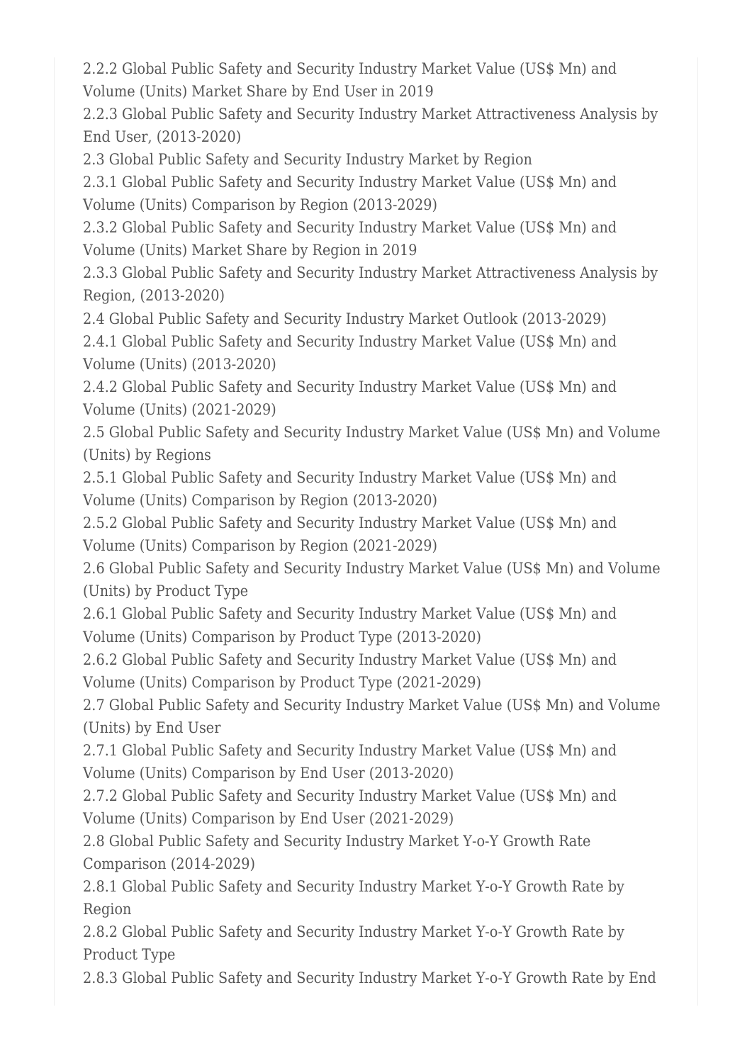2.2.2 Global Public Safety and Security Industry Market Value (US$ Mn) and Volume (Units) Market Share by End User in 2019
2.2.3 Global Public Safety and Security Industry Market Attractiveness Analysis by End User, (2013-2020)
2.3 Global Public Safety and Security Industry Market by Region
2.3.1 Global Public Safety and Security Industry Market Value (US$ Mn) and Volume (Units) Comparison by Region (2013-2029)
2.3.2 Global Public Safety and Security Industry Market Value (US$ Mn) and Volume (Units) Market Share by Region in 2019
2.3.3 Global Public Safety and Security Industry Market Attractiveness Analysis by Region, (2013-2020)
2.4 Global Public Safety and Security Industry Market Outlook (2013-2029)
2.4.1 Global Public Safety and Security Industry Market Value (US$ Mn) and Volume (Units) (2013-2020)
2.4.2 Global Public Safety and Security Industry Market Value (US$ Mn) and Volume (Units) (2021-2029)
2.5 Global Public Safety and Security Industry Market Value (US$ Mn) and Volume (Units) by Regions
2.5.1 Global Public Safety and Security Industry Market Value (US$ Mn) and Volume (Units) Comparison by Region (2013-2020)
2.5.2 Global Public Safety and Security Industry Market Value (US$ Mn) and Volume (Units) Comparison by Region (2021-2029)
2.6 Global Public Safety and Security Industry Market Value (US$ Mn) and Volume (Units) by Product Type
2.6.1 Global Public Safety and Security Industry Market Value (US$ Mn) and Volume (Units) Comparison by Product Type (2013-2020)
2.6.2 Global Public Safety and Security Industry Market Value (US$ Mn) and Volume (Units) Comparison by Product Type (2021-2029)
2.7 Global Public Safety and Security Industry Market Value (US$ Mn) and Volume (Units) by End User
2.7.1 Global Public Safety and Security Industry Market Value (US$ Mn) and Volume (Units) Comparison by End User (2013-2020)
2.7.2 Global Public Safety and Security Industry Market Value (US$ Mn) and Volume (Units) Comparison by End User (2021-2029)
2.8 Global Public Safety and Security Industry Market Y-o-Y Growth Rate Comparison (2014-2029)
2.8.1 Global Public Safety and Security Industry Market Y-o-Y Growth Rate by Region
2.8.2 Global Public Safety and Security Industry Market Y-o-Y Growth Rate by Product Type
2.8.3 Global Public Safety and Security Industry Market Y-o-Y Growth Rate by End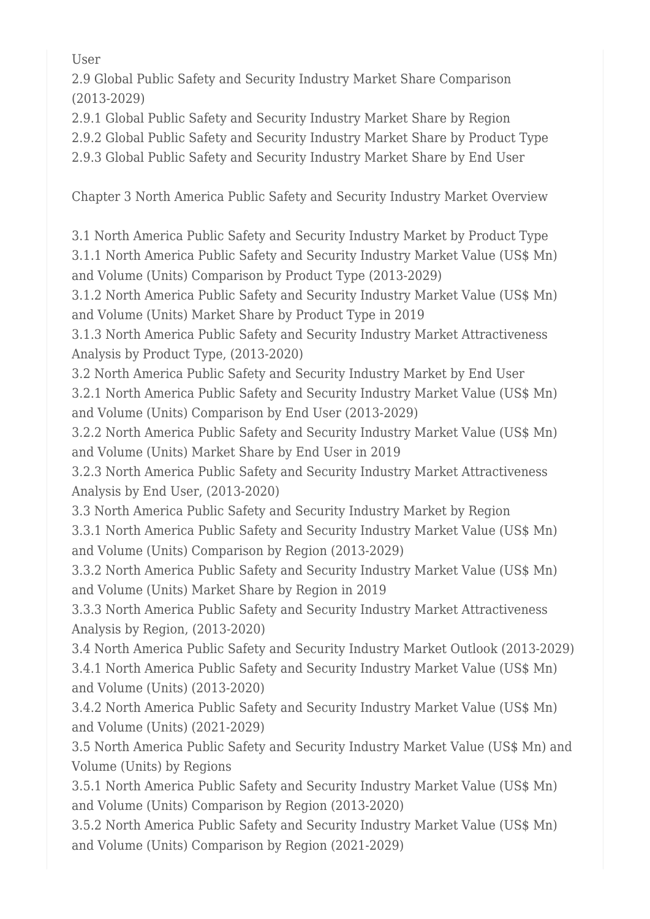User

2.9 Global Public Safety and Security Industry Market Share Comparison (2013-2029)

2.9.1 Global Public Safety and Security Industry Market Share by Region

2.9.2 Global Public Safety and Security Industry Market Share by Product Type

2.9.3 Global Public Safety and Security Industry Market Share by End User

Chapter 3 North America Public Safety and Security Industry Market Overview

3.1 North America Public Safety and Security Industry Market by Product Type

3.1.1 North America Public Safety and Security Industry Market Value (US$ Mn) and Volume (Units) Comparison by Product Type (2013-2029)

3.1.2 North America Public Safety and Security Industry Market Value (US$ Mn) and Volume (Units) Market Share by Product Type in 2019

3.1.3 North America Public Safety and Security Industry Market Attractiveness Analysis by Product Type, (2013-2020)

3.2 North America Public Safety and Security Industry Market by End User

3.2.1 North America Public Safety and Security Industry Market Value (US$ Mn) and Volume (Units) Comparison by End User (2013-2029)

3.2.2 North America Public Safety and Security Industry Market Value (US$ Mn) and Volume (Units) Market Share by End User in 2019

3.2.3 North America Public Safety and Security Industry Market Attractiveness Analysis by End User, (2013-2020)

3.3 North America Public Safety and Security Industry Market by Region

3.3.1 North America Public Safety and Security Industry Market Value (US$ Mn) and Volume (Units) Comparison by Region (2013-2029)

3.3.2 North America Public Safety and Security Industry Market Value (US$ Mn) and Volume (Units) Market Share by Region in 2019

3.3.3 North America Public Safety and Security Industry Market Attractiveness Analysis by Region, (2013-2020)

3.4 North America Public Safety and Security Industry Market Outlook (2013-2029)

3.4.1 North America Public Safety and Security Industry Market Value (US$ Mn) and Volume (Units) (2013-2020)

3.4.2 North America Public Safety and Security Industry Market Value (US$ Mn) and Volume (Units) (2021-2029)

3.5 North America Public Safety and Security Industry Market Value (US$ Mn) and Volume (Units) by Regions

3.5.1 North America Public Safety and Security Industry Market Value (US$ Mn) and Volume (Units) Comparison by Region (2013-2020)

3.5.2 North America Public Safety and Security Industry Market Value (US$ Mn) and Volume (Units) Comparison by Region (2021-2029)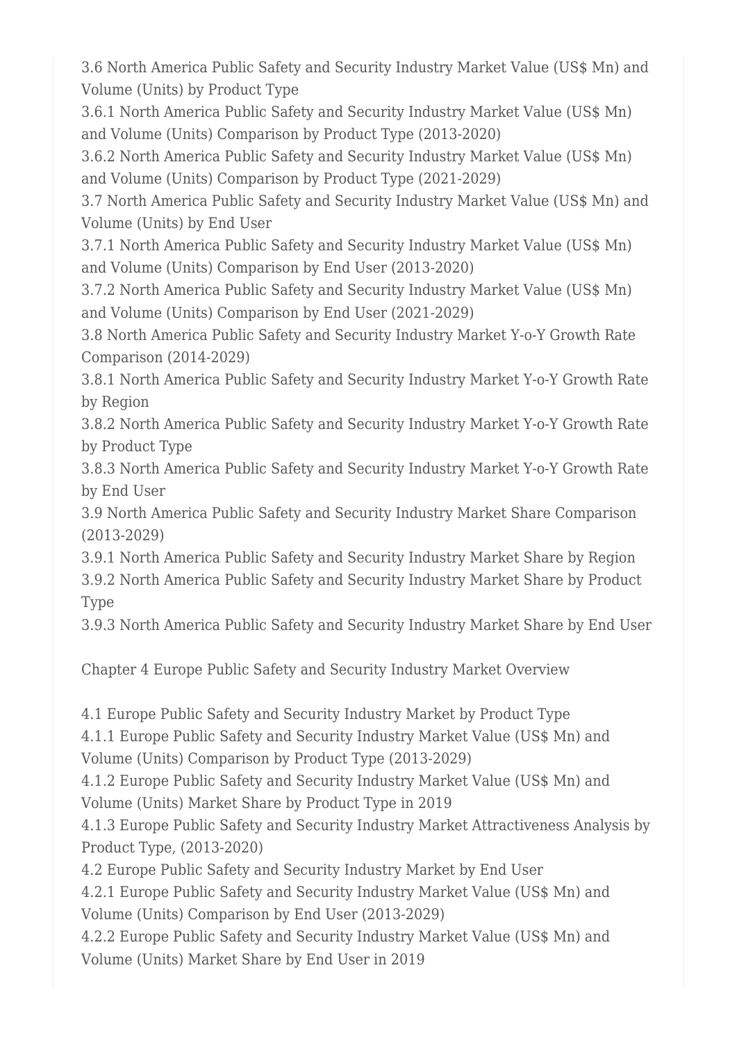3.6 North America Public Safety and Security Industry Market Value (US$ Mn) and Volume (Units) by Product Type

3.6.1 North America Public Safety and Security Industry Market Value (US$ Mn) and Volume (Units) Comparison by Product Type (2013-2020)

3.6.2 North America Public Safety and Security Industry Market Value (US$ Mn) and Volume (Units) Comparison by Product Type (2021-2029)

3.7 North America Public Safety and Security Industry Market Value (US$ Mn) and Volume (Units) by End User

3.7.1 North America Public Safety and Security Industry Market Value (US$ Mn) and Volume (Units) Comparison by End User (2013-2020)

3.7.2 North America Public Safety and Security Industry Market Value (US$ Mn) and Volume (Units) Comparison by End User (2021-2029)

3.8 North America Public Safety and Security Industry Market Y-o-Y Growth Rate Comparison (2014-2029)

3.8.1 North America Public Safety and Security Industry Market Y-o-Y Growth Rate by Region

3.8.2 North America Public Safety and Security Industry Market Y-o-Y Growth Rate by Product Type

3.8.3 North America Public Safety and Security Industry Market Y-o-Y Growth Rate by End User

3.9 North America Public Safety and Security Industry Market Share Comparison (2013-2029)

3.9.1 North America Public Safety and Security Industry Market Share by Region

3.9.2 North America Public Safety and Security Industry Market Share by Product Type

3.9.3 North America Public Safety and Security Industry Market Share by End User

Chapter 4 Europe Public Safety and Security Industry Market Overview

4.1 Europe Public Safety and Security Industry Market by Product Type

4.1.1 Europe Public Safety and Security Industry Market Value (US$ Mn) and Volume (Units) Comparison by Product Type (2013-2029)

4.1.2 Europe Public Safety and Security Industry Market Value (US$ Mn) and Volume (Units) Market Share by Product Type in 2019

4.1.3 Europe Public Safety and Security Industry Market Attractiveness Analysis by Product Type, (2013-2020)

4.2 Europe Public Safety and Security Industry Market by End User

4.2.1 Europe Public Safety and Security Industry Market Value (US$ Mn) and Volume (Units) Comparison by End User (2013-2029)

4.2.2 Europe Public Safety and Security Industry Market Value (US$ Mn) and Volume (Units) Market Share by End User in 2019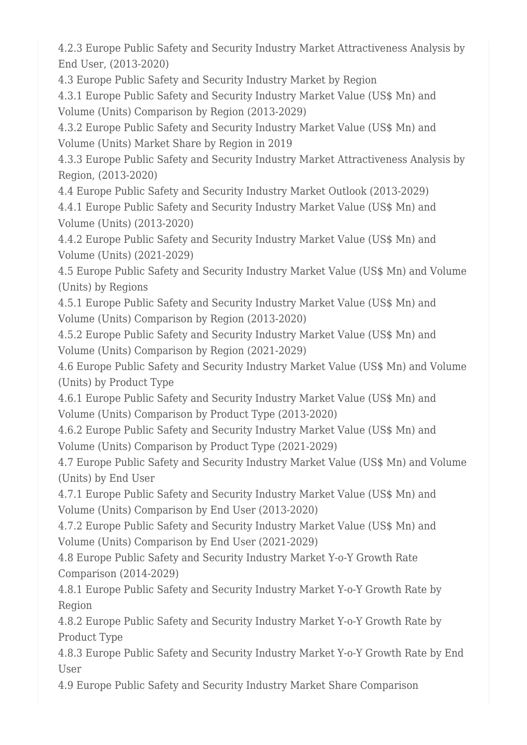4.2.3 Europe Public Safety and Security Industry Market Attractiveness Analysis by End User, (2013-2020)
4.3 Europe Public Safety and Security Industry Market by Region
4.3.1 Europe Public Safety and Security Industry Market Value (US$ Mn) and Volume (Units) Comparison by Region (2013-2029)
4.3.2 Europe Public Safety and Security Industry Market Value (US$ Mn) and Volume (Units) Market Share by Region in 2019
4.3.3 Europe Public Safety and Security Industry Market Attractiveness Analysis by Region, (2013-2020)
4.4 Europe Public Safety and Security Industry Market Outlook (2013-2029)
4.4.1 Europe Public Safety and Security Industry Market Value (US$ Mn) and Volume (Units) (2013-2020)
4.4.2 Europe Public Safety and Security Industry Market Value (US$ Mn) and Volume (Units) (2021-2029)
4.5 Europe Public Safety and Security Industry Market Value (US$ Mn) and Volume (Units) by Regions
4.5.1 Europe Public Safety and Security Industry Market Value (US$ Mn) and Volume (Units) Comparison by Region (2013-2020)
4.5.2 Europe Public Safety and Security Industry Market Value (US$ Mn) and Volume (Units) Comparison by Region (2021-2029)
4.6 Europe Public Safety and Security Industry Market Value (US$ Mn) and Volume (Units) by Product Type
4.6.1 Europe Public Safety and Security Industry Market Value (US$ Mn) and Volume (Units) Comparison by Product Type (2013-2020)
4.6.2 Europe Public Safety and Security Industry Market Value (US$ Mn) and Volume (Units) Comparison by Product Type (2021-2029)
4.7 Europe Public Safety and Security Industry Market Value (US$ Mn) and Volume (Units) by End User
4.7.1 Europe Public Safety and Security Industry Market Value (US$ Mn) and Volume (Units) Comparison by End User (2013-2020)
4.7.2 Europe Public Safety and Security Industry Market Value (US$ Mn) and Volume (Units) Comparison by End User (2021-2029)
4.8 Europe Public Safety and Security Industry Market Y-o-Y Growth Rate Comparison (2014-2029)
4.8.1 Europe Public Safety and Security Industry Market Y-o-Y Growth Rate by Region
4.8.2 Europe Public Safety and Security Industry Market Y-o-Y Growth Rate by Product Type
4.8.3 Europe Public Safety and Security Industry Market Y-o-Y Growth Rate by End User
4.9 Europe Public Safety and Security Industry Market Share Comparison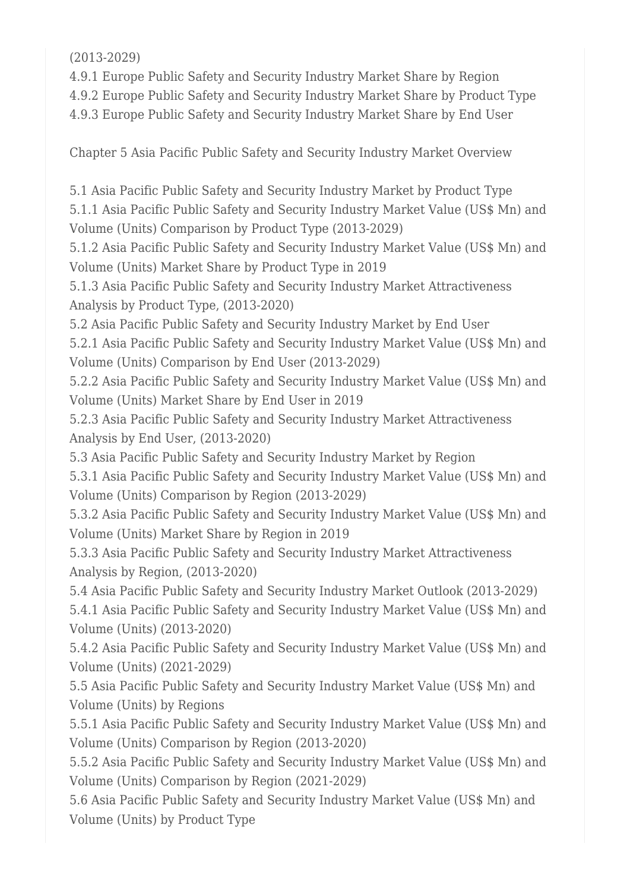(2013-2029)

4.9.1 Europe Public Safety and Security Industry Market Share by Region
4.9.2 Europe Public Safety and Security Industry Market Share by Product Type
4.9.3 Europe Public Safety and Security Industry Market Share by End User

Chapter 5 Asia Pacific Public Safety and Security Industry Market Overview

5.1 Asia Pacific Public Safety and Security Industry Market by Product Type
5.1.1 Asia Pacific Public Safety and Security Industry Market Value (US$ Mn) and Volume (Units) Comparison by Product Type (2013-2029)
5.1.2 Asia Pacific Public Safety and Security Industry Market Value (US$ Mn) and Volume (Units) Market Share by Product Type in 2019
5.1.3 Asia Pacific Public Safety and Security Industry Market Attractiveness Analysis by Product Type, (2013-2020)
5.2 Asia Pacific Public Safety and Security Industry Market by End User
5.2.1 Asia Pacific Public Safety and Security Industry Market Value (US$ Mn) and Volume (Units) Comparison by End User (2013-2029)
5.2.2 Asia Pacific Public Safety and Security Industry Market Value (US$ Mn) and Volume (Units) Market Share by End User in 2019
5.2.3 Asia Pacific Public Safety and Security Industry Market Attractiveness Analysis by End User, (2013-2020)
5.3 Asia Pacific Public Safety and Security Industry Market by Region
5.3.1 Asia Pacific Public Safety and Security Industry Market Value (US$ Mn) and Volume (Units) Comparison by Region (2013-2029)
5.3.2 Asia Pacific Public Safety and Security Industry Market Value (US$ Mn) and Volume (Units) Market Share by Region in 2019
5.3.3 Asia Pacific Public Safety and Security Industry Market Attractiveness Analysis by Region, (2013-2020)
5.4 Asia Pacific Public Safety and Security Industry Market Outlook (2013-2029)
5.4.1 Asia Pacific Public Safety and Security Industry Market Value (US$ Mn) and Volume (Units) (2013-2020)
5.4.2 Asia Pacific Public Safety and Security Industry Market Value (US$ Mn) and Volume (Units) (2021-2029)
5.5 Asia Pacific Public Safety and Security Industry Market Value (US$ Mn) and Volume (Units) by Regions
5.5.1 Asia Pacific Public Safety and Security Industry Market Value (US$ Mn) and Volume (Units) Comparison by Region (2013-2020)
5.5.2 Asia Pacific Public Safety and Security Industry Market Value (US$ Mn) and Volume (Units) Comparison by Region (2021-2029)
5.6 Asia Pacific Public Safety and Security Industry Market Value (US$ Mn) and Volume (Units) by Product Type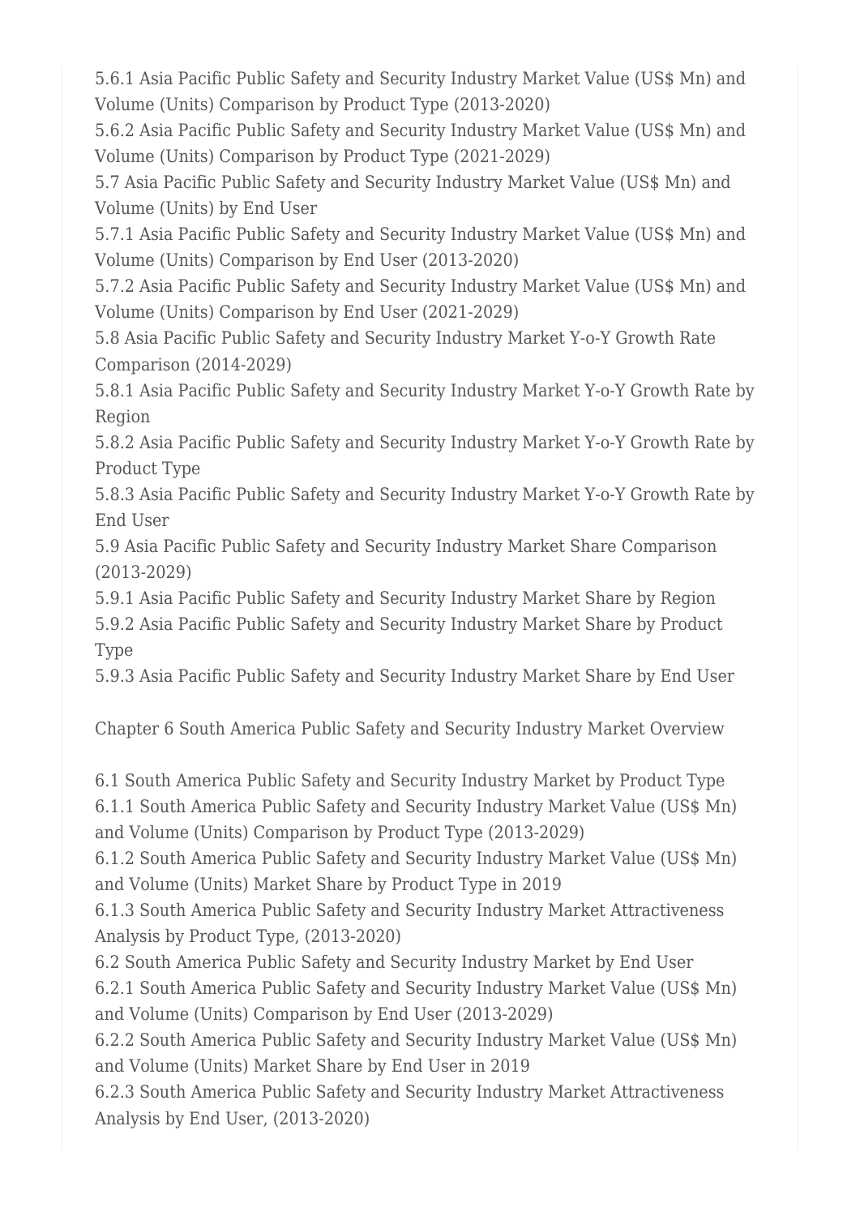5.6.1 Asia Pacific Public Safety and Security Industry Market Value (US$ Mn) and Volume (Units) Comparison by Product Type (2013-2020)
5.6.2 Asia Pacific Public Safety and Security Industry Market Value (US$ Mn) and Volume (Units) Comparison by Product Type (2021-2029)
5.7 Asia Pacific Public Safety and Security Industry Market Value (US$ Mn) and Volume (Units) by End User
5.7.1 Asia Pacific Public Safety and Security Industry Market Value (US$ Mn) and Volume (Units) Comparison by End User (2013-2020)
5.7.2 Asia Pacific Public Safety and Security Industry Market Value (US$ Mn) and Volume (Units) Comparison by End User (2021-2029)
5.8 Asia Pacific Public Safety and Security Industry Market Y-o-Y Growth Rate Comparison (2014-2029)
5.8.1 Asia Pacific Public Safety and Security Industry Market Y-o-Y Growth Rate by Region
5.8.2 Asia Pacific Public Safety and Security Industry Market Y-o-Y Growth Rate by Product Type
5.8.3 Asia Pacific Public Safety and Security Industry Market Y-o-Y Growth Rate by End User
5.9 Asia Pacific Public Safety and Security Industry Market Share Comparison (2013-2029)
5.9.1 Asia Pacific Public Safety and Security Industry Market Share by Region
5.9.2 Asia Pacific Public Safety and Security Industry Market Share by Product Type
5.9.3 Asia Pacific Public Safety and Security Industry Market Share by End User

Chapter 6 South America Public Safety and Security Industry Market Overview

6.1 South America Public Safety and Security Industry Market by Product Type
6.1.1 South America Public Safety and Security Industry Market Value (US$ Mn) and Volume (Units) Comparison by Product Type (2013-2029)
6.1.2 South America Public Safety and Security Industry Market Value (US$ Mn) and Volume (Units) Market Share by Product Type in 2019
6.1.3 South America Public Safety and Security Industry Market Attractiveness Analysis by Product Type, (2013-2020)
6.2 South America Public Safety and Security Industry Market by End User
6.2.1 South America Public Safety and Security Industry Market Value (US$ Mn) and Volume (Units) Comparison by End User (2013-2029)
6.2.2 South America Public Safety and Security Industry Market Value (US$ Mn) and Volume (Units) Market Share by End User in 2019
6.2.3 South America Public Safety and Security Industry Market Attractiveness Analysis by End User, (2013-2020)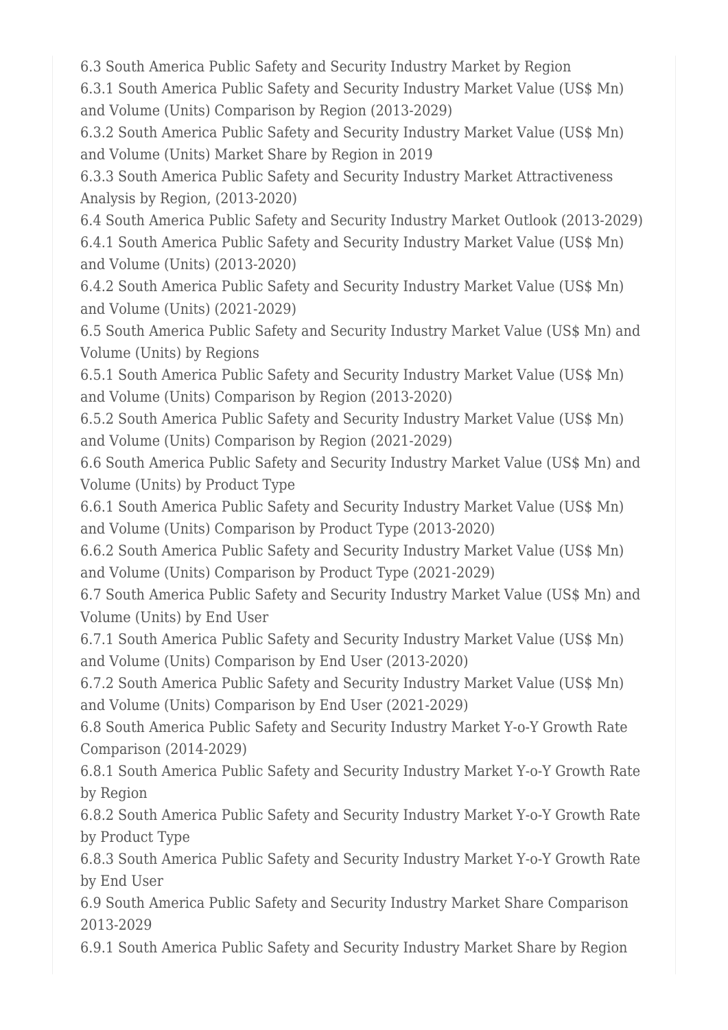6.3 South America Public Safety and Security Industry Market by Region
6.3.1 South America Public Safety and Security Industry Market Value (US$ Mn) and Volume (Units) Comparison by Region (2013-2029)
6.3.2 South America Public Safety and Security Industry Market Value (US$ Mn) and Volume (Units) Market Share by Region in 2019
6.3.3 South America Public Safety and Security Industry Market Attractiveness Analysis by Region, (2013-2020)
6.4 South America Public Safety and Security Industry Market Outlook (2013-2029)
6.4.1 South America Public Safety and Security Industry Market Value (US$ Mn) and Volume (Units) (2013-2020)
6.4.2 South America Public Safety and Security Industry Market Value (US$ Mn) and Volume (Units) (2021-2029)
6.5 South America Public Safety and Security Industry Market Value (US$ Mn) and Volume (Units) by Regions
6.5.1 South America Public Safety and Security Industry Market Value (US$ Mn) and Volume (Units) Comparison by Region (2013-2020)
6.5.2 South America Public Safety and Security Industry Market Value (US$ Mn) and Volume (Units) Comparison by Region (2021-2029)
6.6 South America Public Safety and Security Industry Market Value (US$ Mn) and Volume (Units) by Product Type
6.6.1 South America Public Safety and Security Industry Market Value (US$ Mn) and Volume (Units) Comparison by Product Type (2013-2020)
6.6.2 South America Public Safety and Security Industry Market Value (US$ Mn) and Volume (Units) Comparison by Product Type (2021-2029)
6.7 South America Public Safety and Security Industry Market Value (US$ Mn) and Volume (Units) by End User
6.7.1 South America Public Safety and Security Industry Market Value (US$ Mn) and Volume (Units) Comparison by End User (2013-2020)
6.7.2 South America Public Safety and Security Industry Market Value (US$ Mn) and Volume (Units) Comparison by End User (2021-2029)
6.8 South America Public Safety and Security Industry Market Y-o-Y Growth Rate Comparison (2014-2029)
6.8.1 South America Public Safety and Security Industry Market Y-o-Y Growth Rate by Region
6.8.2 South America Public Safety and Security Industry Market Y-o-Y Growth Rate by Product Type
6.8.3 South America Public Safety and Security Industry Market Y-o-Y Growth Rate by End User
6.9 South America Public Safety and Security Industry Market Share Comparison 2013-2029
6.9.1 South America Public Safety and Security Industry Market Share by Region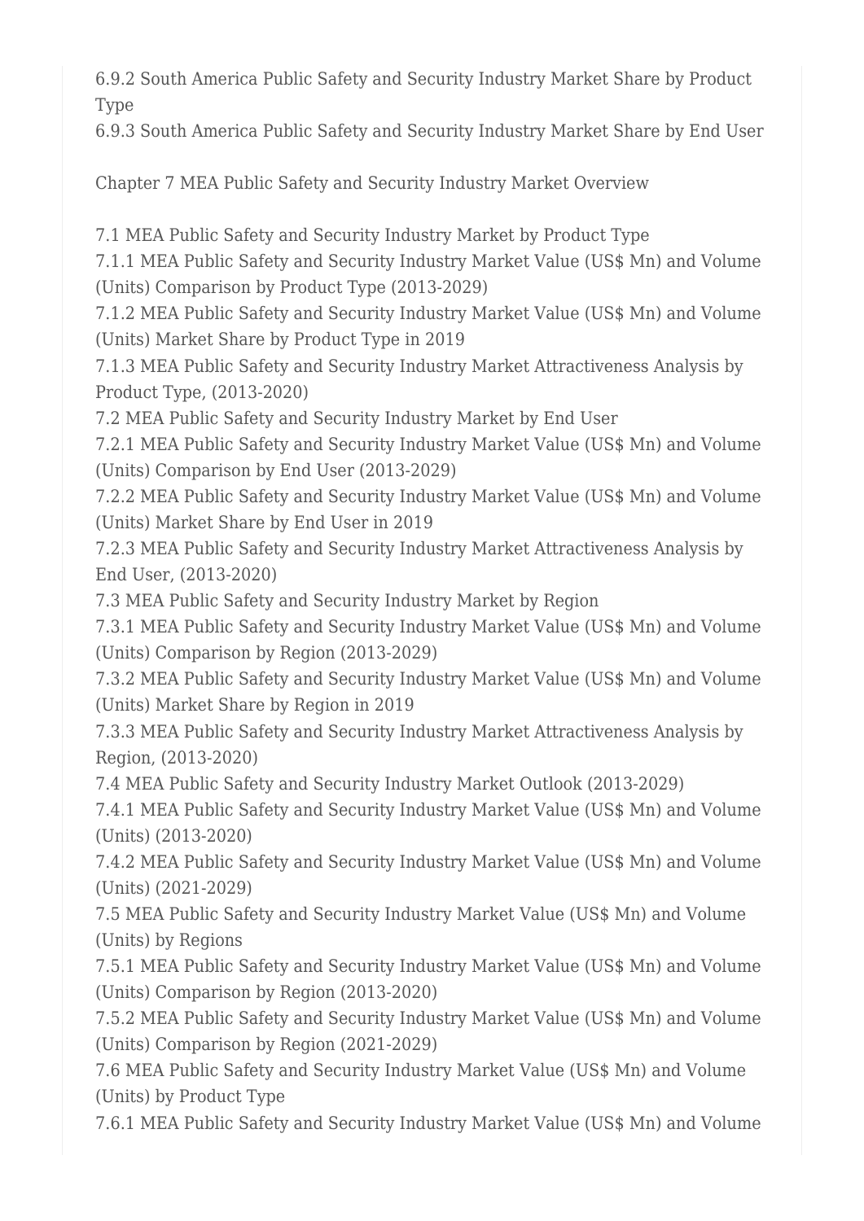6.9.2 South America Public Safety and Security Industry Market Share by Product Type
6.9.3 South America Public Safety and Security Industry Market Share by End User

Chapter 7 MEA Public Safety and Security Industry Market Overview

7.1 MEA Public Safety and Security Industry Market by Product Type
7.1.1 MEA Public Safety and Security Industry Market Value (US$ Mn) and Volume (Units) Comparison by Product Type (2013-2029)
7.1.2 MEA Public Safety and Security Industry Market Value (US$ Mn) and Volume (Units) Market Share by Product Type in 2019
7.1.3 MEA Public Safety and Security Industry Market Attractiveness Analysis by Product Type, (2013-2020)
7.2 MEA Public Safety and Security Industry Market by End User
7.2.1 MEA Public Safety and Security Industry Market Value (US$ Mn) and Volume (Units) Comparison by End User (2013-2029)
7.2.2 MEA Public Safety and Security Industry Market Value (US$ Mn) and Volume (Units) Market Share by End User in 2019
7.2.3 MEA Public Safety and Security Industry Market Attractiveness Analysis by End User, (2013-2020)
7.3 MEA Public Safety and Security Industry Market by Region
7.3.1 MEA Public Safety and Security Industry Market Value (US$ Mn) and Volume (Units) Comparison by Region (2013-2029)
7.3.2 MEA Public Safety and Security Industry Market Value (US$ Mn) and Volume (Units) Market Share by Region in 2019
7.3.3 MEA Public Safety and Security Industry Market Attractiveness Analysis by Region, (2013-2020)
7.4 MEA Public Safety and Security Industry Market Outlook (2013-2029)
7.4.1 MEA Public Safety and Security Industry Market Value (US$ Mn) and Volume (Units) (2013-2020)
7.4.2 MEA Public Safety and Security Industry Market Value (US$ Mn) and Volume (Units) (2021-2029)
7.5 MEA Public Safety and Security Industry Market Value (US$ Mn) and Volume (Units) by Regions
7.5.1 MEA Public Safety and Security Industry Market Value (US$ Mn) and Volume (Units) Comparison by Region (2013-2020)
7.5.2 MEA Public Safety and Security Industry Market Value (US$ Mn) and Volume (Units) Comparison by Region (2021-2029)
7.6 MEA Public Safety and Security Industry Market Value (US$ Mn) and Volume (Units) by Product Type
7.6.1 MEA Public Safety and Security Industry Market Value (US$ Mn) and Volume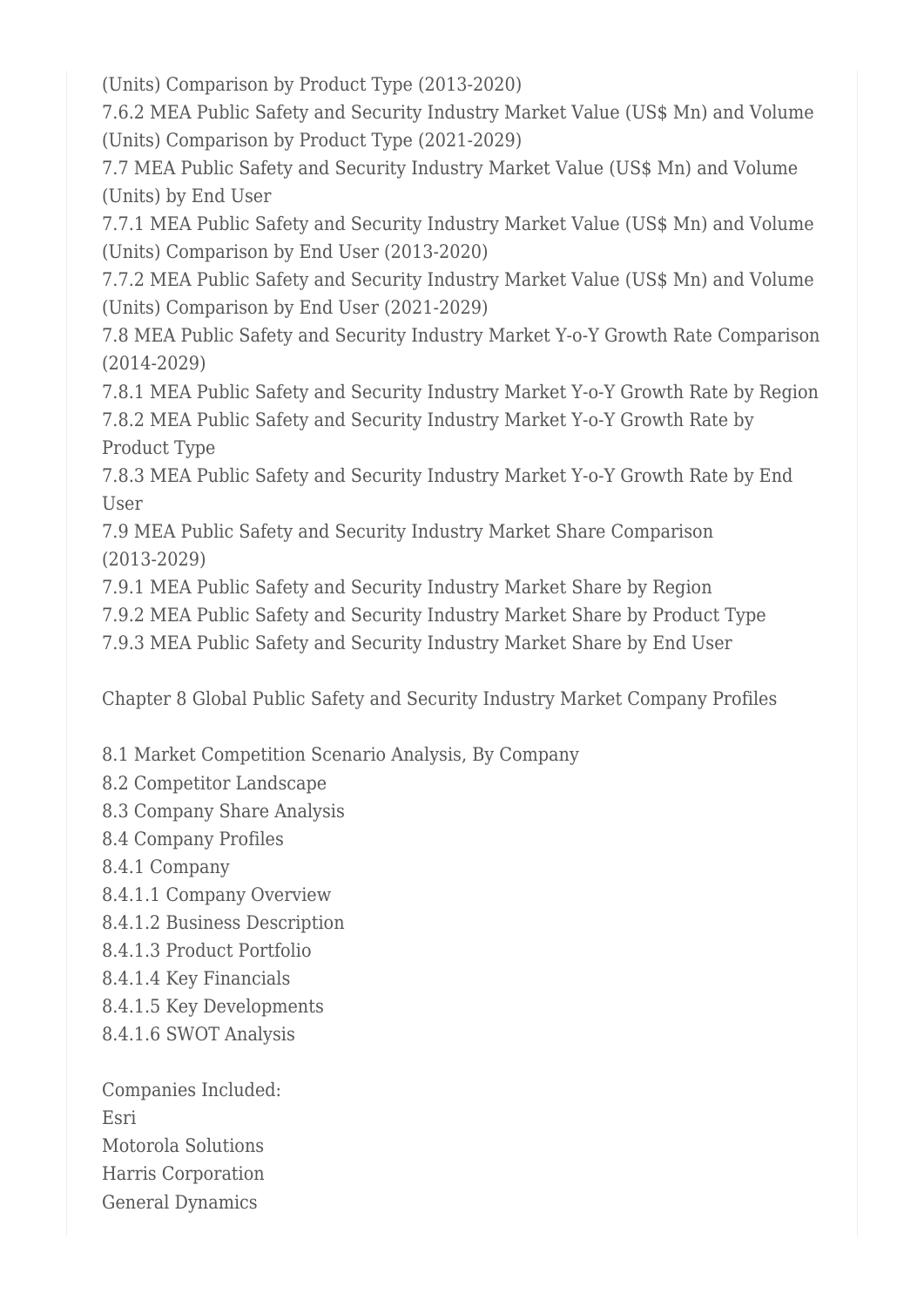(Units) Comparison by Product Type (2013-2020)
7.6.2 MEA Public Safety and Security Industry Market Value (US$ Mn) and Volume (Units) Comparison by Product Type (2021-2029)
7.7 MEA Public Safety and Security Industry Market Value (US$ Mn) and Volume (Units) by End User
7.7.1 MEA Public Safety and Security Industry Market Value (US$ Mn) and Volume (Units) Comparison by End User (2013-2020)
7.7.2 MEA Public Safety and Security Industry Market Value (US$ Mn) and Volume (Units) Comparison by End User (2021-2029)
7.8 MEA Public Safety and Security Industry Market Y-o-Y Growth Rate Comparison (2014-2029)
7.8.1 MEA Public Safety and Security Industry Market Y-o-Y Growth Rate by Region
7.8.2 MEA Public Safety and Security Industry Market Y-o-Y Growth Rate by Product Type
7.8.3 MEA Public Safety and Security Industry Market Y-o-Y Growth Rate by End User
7.9 MEA Public Safety and Security Industry Market Share Comparison (2013-2029)
7.9.1 MEA Public Safety and Security Industry Market Share by Region
7.9.2 MEA Public Safety and Security Industry Market Share by Product Type
7.9.3 MEA Public Safety and Security Industry Market Share by End User

Chapter 8 Global Public Safety and Security Industry Market Company Profiles

8.1 Market Competition Scenario Analysis, By Company
8.2 Competitor Landscape
8.3 Company Share Analysis
8.4 Company Profiles
8.4.1 Company
8.4.1.1 Company Overview
8.4.1.2 Business Description
8.4.1.3 Product Portfolio
8.4.1.4 Key Financials
8.4.1.5 Key Developments
8.4.1.6 SWOT Analysis

Companies Included:
Esri
Motorola Solutions
Harris Corporation
General Dynamics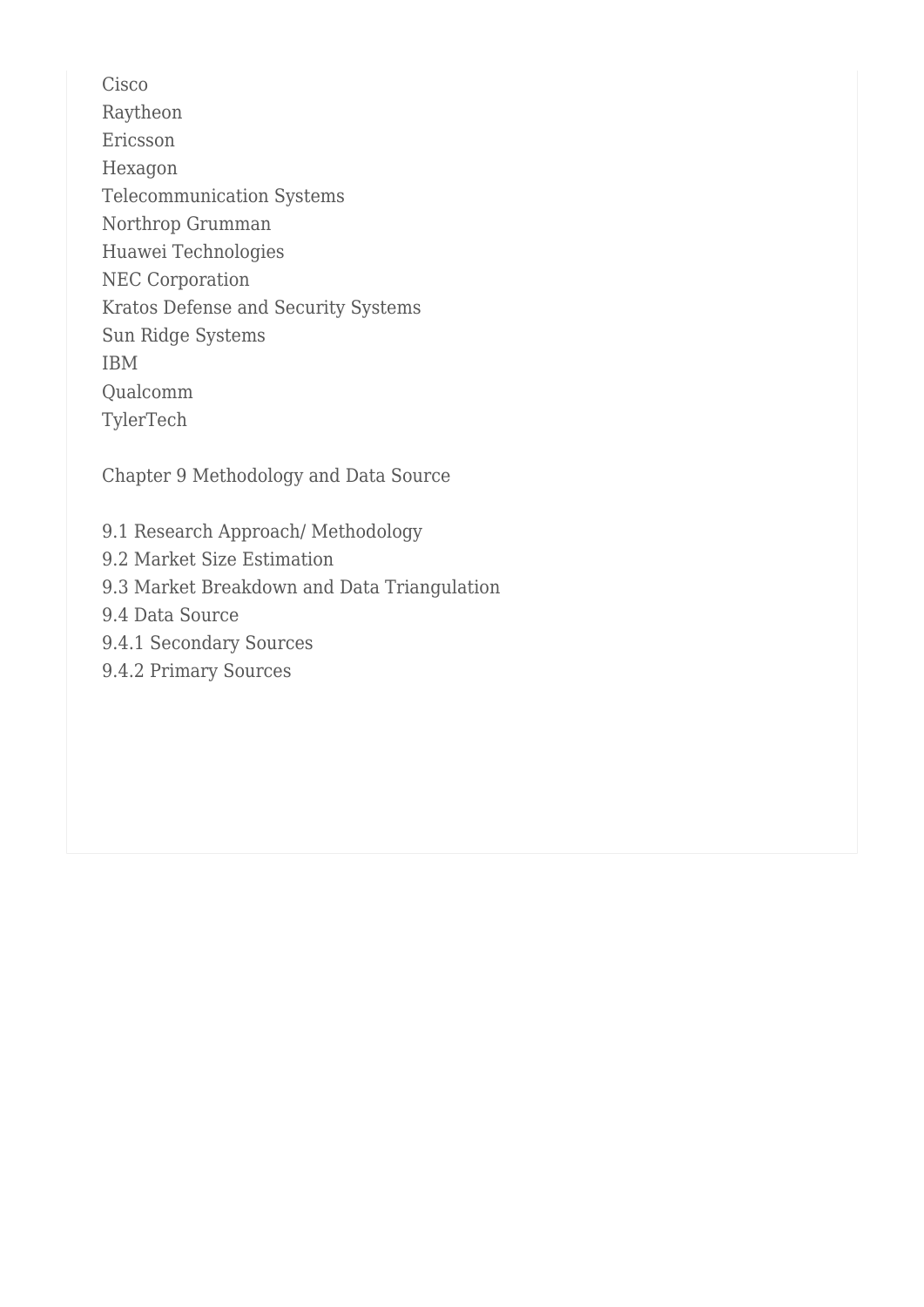Cisco
Raytheon
Ericsson
Hexagon
Telecommunication Systems
Northrop Grumman
Huawei Technologies
NEC Corporation
Kratos Defense and Security Systems
Sun Ridge Systems
IBM
Qualcomm
TylerTech

Chapter 9 Methodology and Data Source

9.1 Research Approach/ Methodology
9.2 Market Size Estimation
9.3 Market Breakdown and Data Triangulation
9.4 Data Source
9.4.1 Secondary Sources
9.4.2 Primary Sources